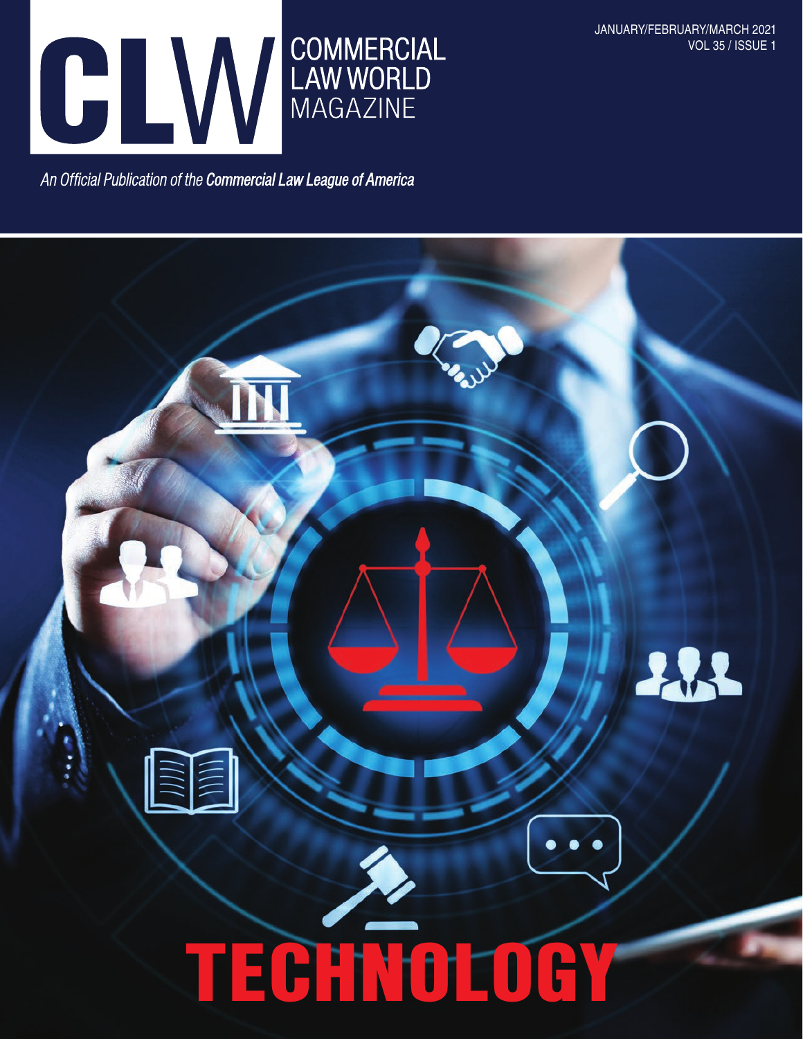# CLW COMMERCIAL LAW WORLD MAGAZINE

JANUARY/FEBRUARY/MARCH 2021
VOL 35 / ISSUE 1

*An Official Publication of the* ***Commercial Law League of America***

# TECHNOLOGY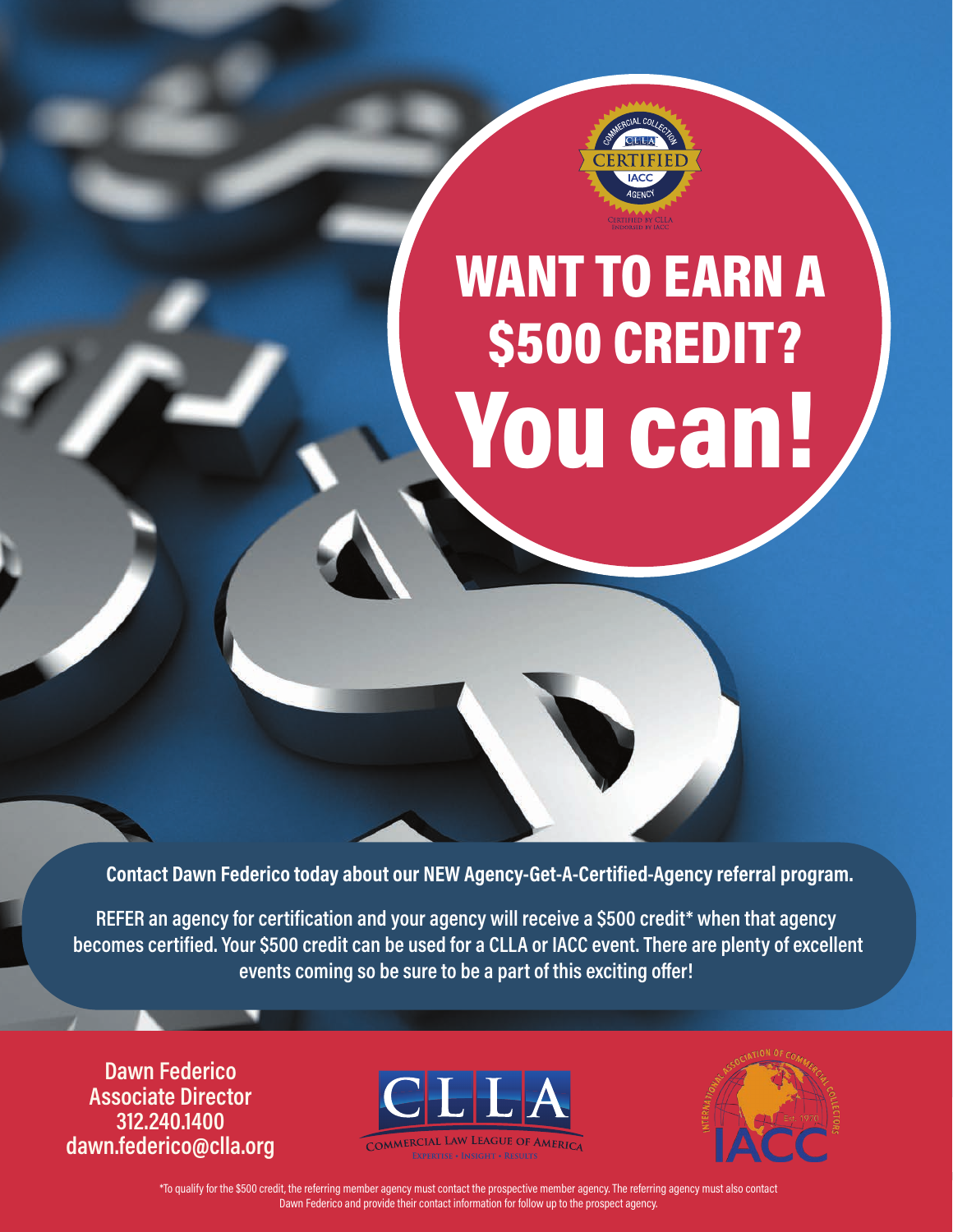# WANT TO EARN A $500 CREDIT?

# You can!

**Contact Dawn Federico today about our NEW Agency-Get-A-Certified-Agency referral program.**

**REFER an agency for certification and your agency will receive a $500 credit* when that agency becomes certified. Your $500 credit can be used for a CLLA or IACC event. There are plenty of excellent events coming so be sure to be a part of this exciting offer!**

**Dawn Federico**
**Associate Director**
**312.240.1400**
**dawn.federico@clla.org**

*To qualify for the $500 credit, the referring member agency must contact the prospective member agency. The referring agency must also contact Dawn Federico and provide their contact information for follow up to the prospect agency.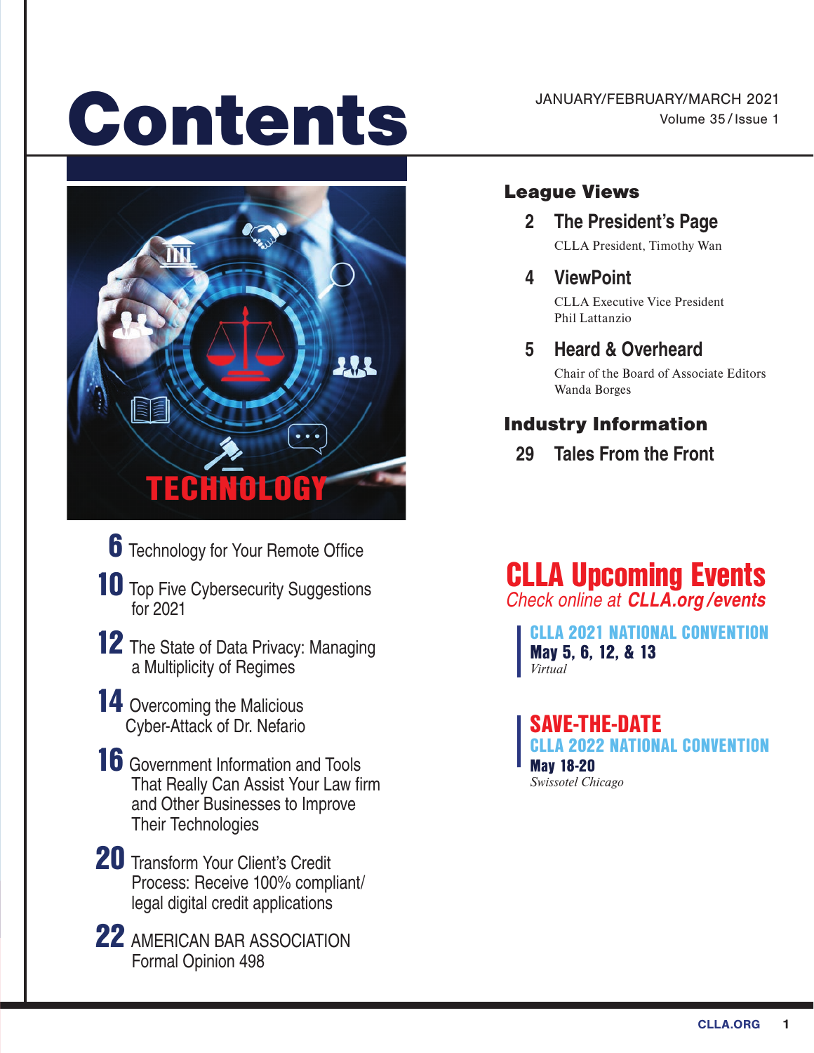# Contents

JANUARY/FEBRUARY/MARCH 2021
Volume 35 / Issue 1

TECHNOLOGY

**6** Technology for Your Remote Office

**10** Top Five Cybersecurity Suggestions for 2021

**12** The State of Data Privacy: Managing a Multiplicity of Regimes

**14** Overcoming the Malicious Cyber-Attack of Dr. Nefario

**16** Government Information and Tools That Really Can Assist Your Law firm and Other Businesses to Improve Their Technologies

**20** Transform Your Client's Credit Process: Receive 100% compliant/legal digital credit applications

**22** AMERICAN BAR ASSOCIATION Formal Opinion 498

## League Views

**2 The President's Page**
CLLA President, Timothy Wan

**4 ViewPoint**
CLLA Executive Vice President
Phil Lattanzio

**5 Heard & Overheard**
Chair of the Board of Associate Editors
Wanda Borges

## Industry Information

**29 Tales From the Front**

## CLLA Upcoming Events

*Check online at* ***CLLA.org/events***

**CLLA 2021 NATIONAL CONVENTION**
**May 5, 6, 12, & 13**
*Virtual*

**SAVE-THE-DATE**
**CLLA 2022 NATIONAL CONVENTION**
**May 18-20**
*Swissotel Chicago*